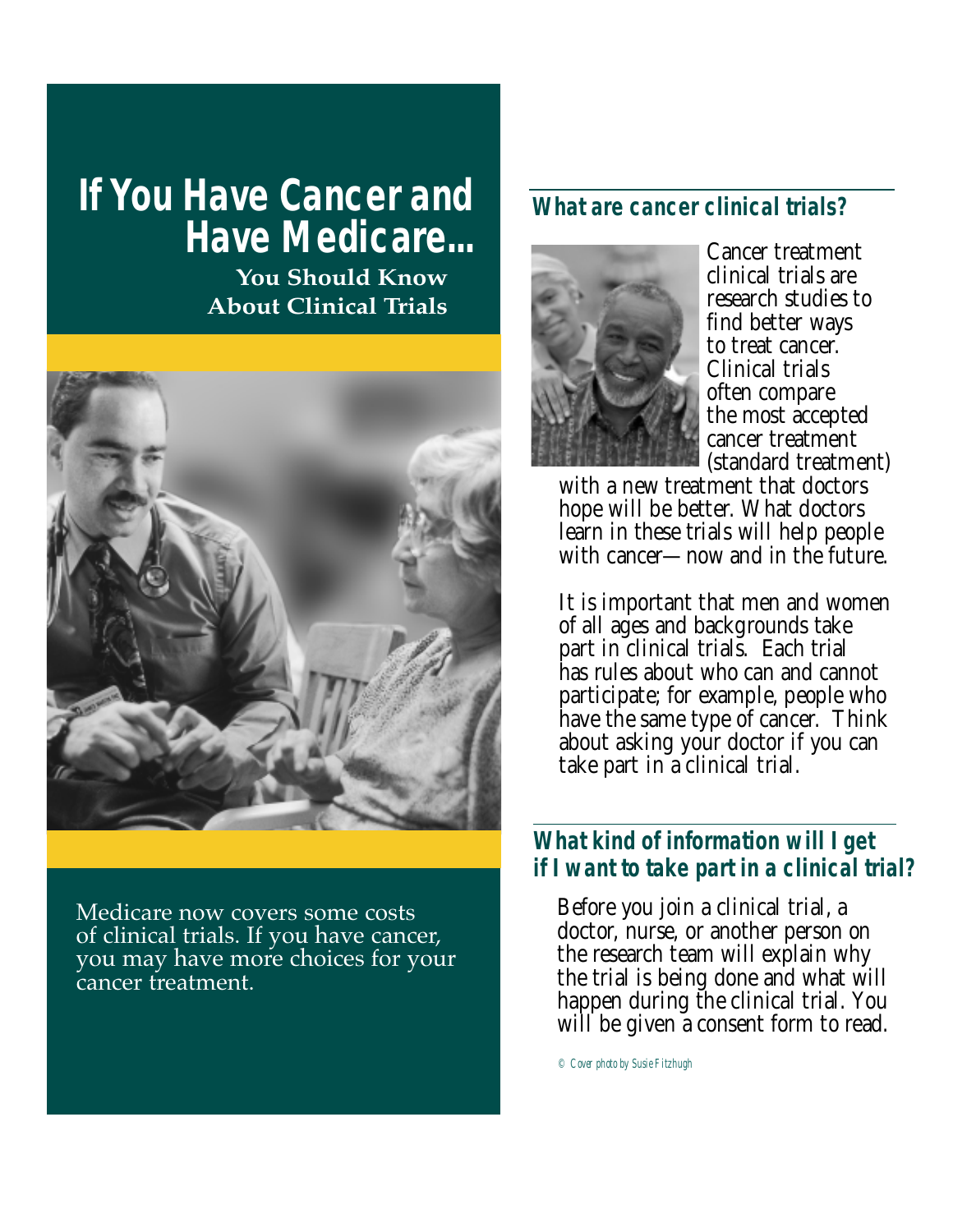# If You Have Cancer and Have Medicare...

**You Should Know About Clinical Trials**

Medicare now covers some costs of clinical trials. If you have cancer, you may have more choices for your cancer treatment.

## What are cancer clinical trials?

Cancer treatment clinical trials are research studies to find better ways to treat cancer. Clinical trials often compare the most accepted cancer treatment (standard treatment) with a new treatment that doctors hope will be better. What doctors learn in these trials will help people with cancer—now and in the future.

It is important that men and women of all ages and backgrounds take part in clinical trials. Each trial has rules about who can and cannot participate; for example, people who have the same type of cancer. Think about asking your doctor if you can take part in a clinical trial.

## What kind of information will I get if I want to take part in a clinical trial?

Before you join a clinical trial, a doctor, nurse, or another person on the research team will explain why the trial is being done and what will happen during the clinical trial. You will be given a consent form to read.

*© Cover photo by Susie Fitzhugh*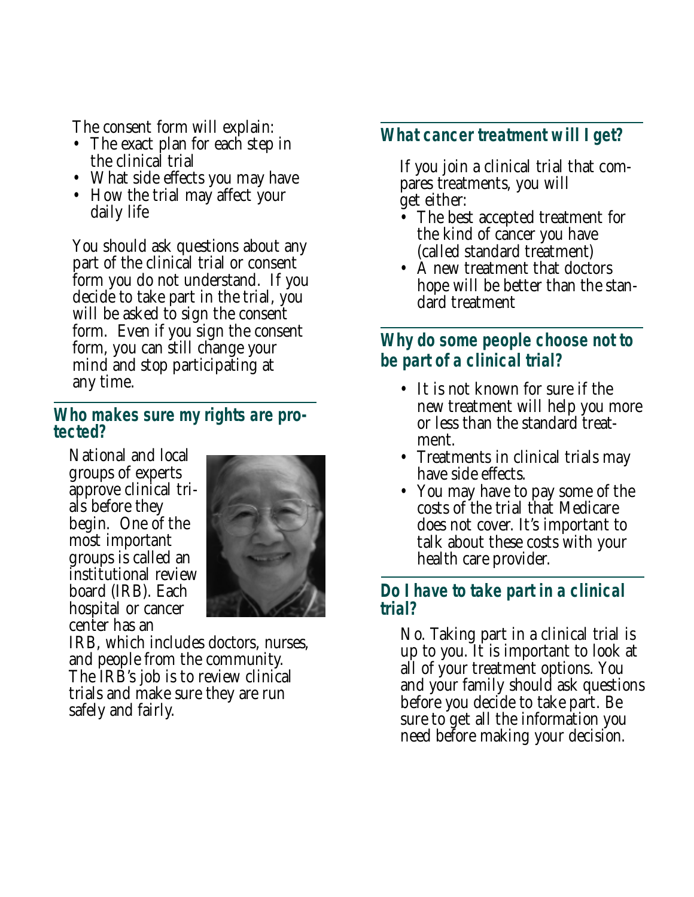The consent form will explain:

- The exact plan for each step in the clinical trial
- What side effects you may have
- How the trial may affect your daily life

You should ask questions about any part of the clinical trial or consent form you do not understand. If you decide to take part in the trial, you will be asked to sign the consent form. Even if you sign the consent form, you can still change your mind and stop participating at any time.

## Who makes sure my rights are protected?

National and local groups of experts approve clinical trials before they begin. One of the most important groups is called an institutional review board (IRB). Each hospital or cancer center has an IRB, which includes doctors, nurses, and people from the community. The IRB's job is to review clinical trials and make sure they are run safely and fairly.

## What cancer treatment will I get?

If you join a clinical trial that compares treatments, you will get either:

- The best accepted treatment for the kind of cancer you have (called standard treatment)
- A new treatment that doctors hope will be better than the standard treatment

## Why do some people choose not to be part of a clinical trial?

- It is not known for sure if the new treatment will help you more or less than the standard treatment.
- Treatments in clinical trials may have side effects.
- You may have to pay some of the costs of the trial that Medicare does not cover. It's important to talk about these costs with your health care provider.

## Do I have to take part in a clinical trial?

No. Taking part in a clinical trial is up to you. It is important to look at all of your treatment options. You and your family should ask questions before you decide to take part. Be sure to get all the information you need before making your decision.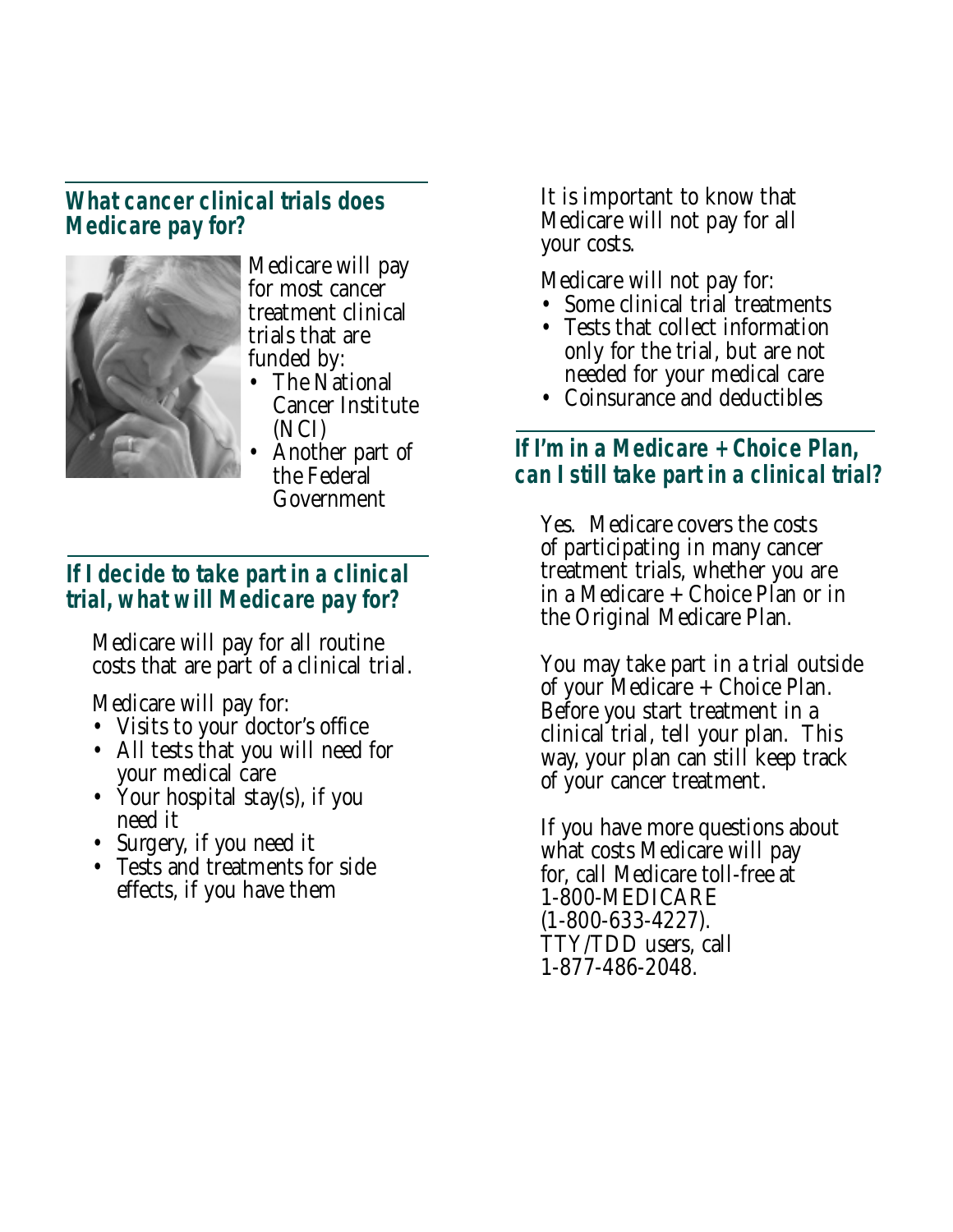## What cancer clinical trials does Medicare pay for?

Medicare will pay for most cancer treatment clinical trials that are funded by:

- The National Cancer Institute (NCI)
- Another part of the Federal Government

## If I decide to take part in a clinical trial, what will Medicare pay for?

Medicare will pay for all routine costs that are part of a clinical trial.

Medicare will pay for:

- Visits to your doctor's office
- All tests that you will need for your medical care
- Your hospital stay(s), if you need it
- Surgery, if you need it
- Tests and treatments for side effects, if you have them

It is important to know that Medicare will not pay for all your costs.

Medicare will not pay for:

- Some clinical trial treatments
- Tests that collect information only for the trial, but are not needed for your medical care
- Coinsurance and deductibles

## If I'm in a Medicare + Choice Plan, can I still take part in a clinical trial?

Yes. Medicare covers the costs of participating in many cancer treatment trials, whether you are in a Medicare + Choice Plan or in the Original Medicare Plan.

You may take part in a trial outside of your Medicare + Choice Plan. Before you start treatment in a clinical trial, tell your plan. This way, your plan can still keep track of your cancer treatment.

If you have more questions about what costs Medicare will pay for, call Medicare toll-free at 1-800-MEDICARE (1-800-633-4227). TTY/TDD users, call 1-877-486-2048.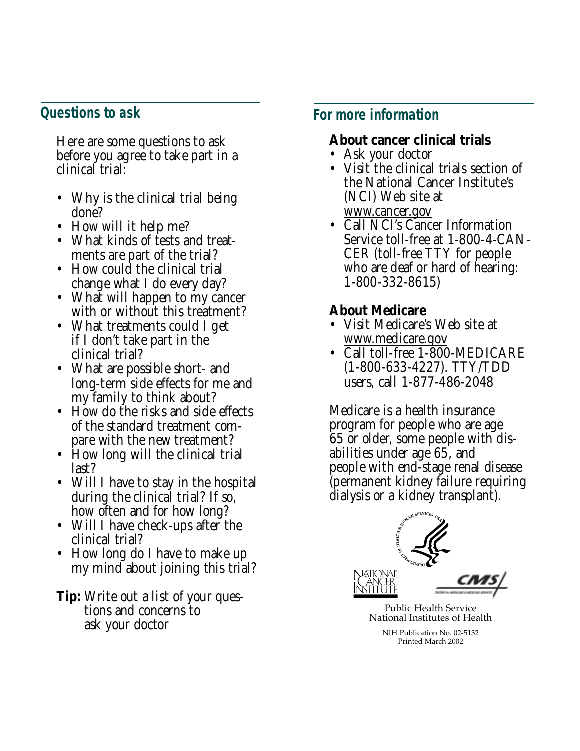## Questions to ask

Here are some questions to ask before you agree to take part in a clinical trial:

- Why is the clinical trial being done?
- How will it help me?
- What kinds of tests and treatments are part of the trial?
- How could the clinical trial change what I do every day?
- What will happen to my cancer with or without this treatment?
- What treatments could I get if I don't take part in the clinical trial?
- What are possible short- and long-term side effects for me and my family to think about?
- How do the risks and side effects of the standard treatment compare with the new treatment?
- How long will the clinical trial last?
- Will I have to stay in the hospital during the clinical trial? If so, how often and for how long?
- Will I have check-ups after the clinical trial?
- How long do I have to make up my mind about joining this trial?

**Tip:** Write out a list of your questions and concerns to ask your doctor

## For more information

### About cancer clinical trials

- Ask your doctor
- Visit the clinical trials section of the National Cancer Institute's (NCI) Web site at www.cancer.gov
- Call NCI's Cancer Information Service toll-free at 1-800-4-CANCER (toll-free TTY for people who are deaf or hard of hearing: 1-800-332-8615)

### About Medicare

- Visit Medicare's Web site at www.medicare.gov
- Call toll-free 1-800-MEDICARE (1-800-633-4227). TTY/TDD users, call 1-877-486-2048

Medicare is a health insurance program for people who are age 65 or older, some people with disabilities under age 65, and people with end-stage renal disease (permanent kidney failure requiring dialysis or a kidney transplant).

Public Health Service
National Institutes of Health

NIH Publication No. 02-5132
Printed March 2002